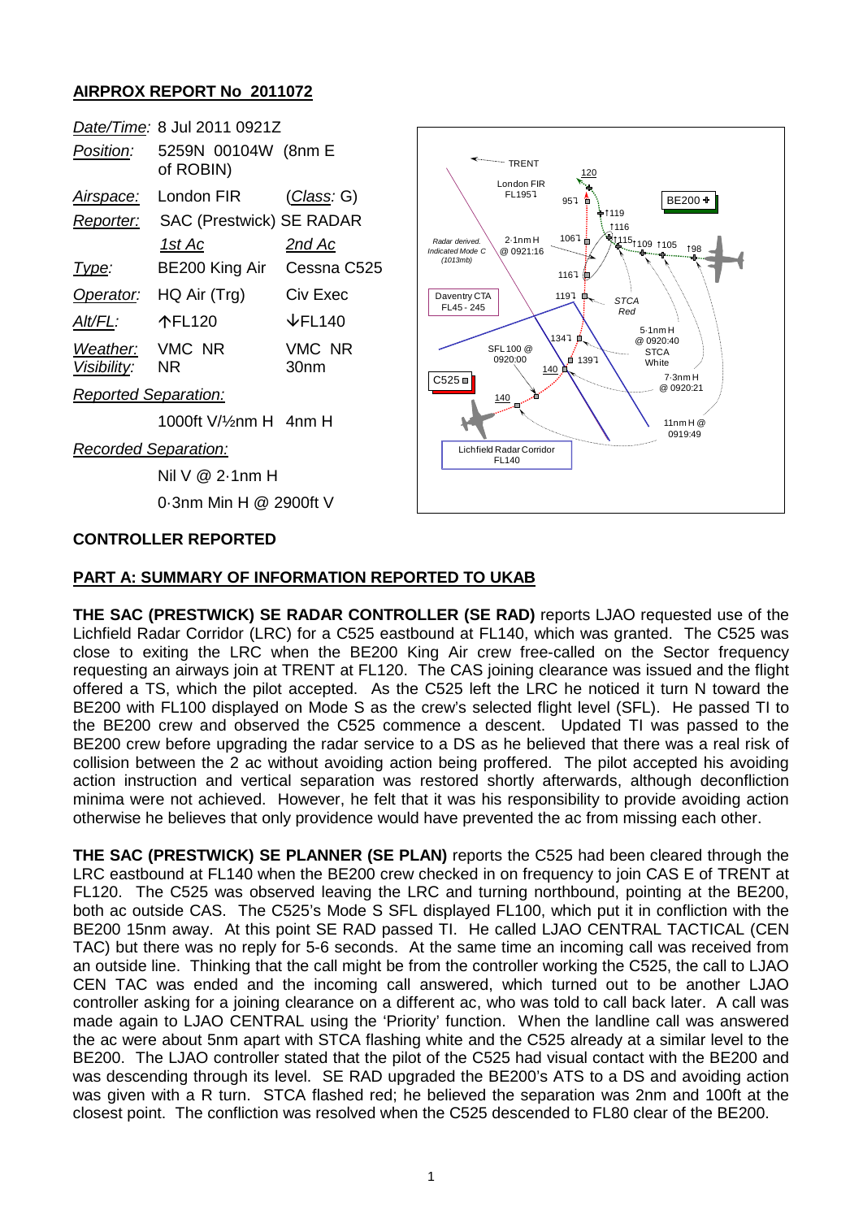## AIRPROX REPORT No 2011072

| | | |
|---|---|---|
| *Date/Time:* | 8 Jul 2011 0921Z | |
| *Position:* | 5259N 00104W (8nm E of ROBIN) | |
| *Airspace:* | London FIR | (*Class:* G) |
| *Reporter:* | SAC (Prestwick) SE RADAR | |
| | *1st Ac* | *2nd Ac* |
| *Type:* | BE200 King Air | Cessna C525 |
| *Operator:* | HQ Air (Trg) | Civ Exec |
| *Alt/FL:* | ↑FL120 | ↓FL140 |
| *Weather:* | VMC NR | VMC NR |
| *Visibility:* | NR | 30nm |
| *Reported Separation:* | | |
| | 1000ft V/½nm H | 4nm H |
| *Recorded Separation:* | | |
| | Nil V @ 2·1nm H | |
| | 0·3nm Min H @ 2900ft V | |

### CONTROLLER REPORTED

#### PART A: SUMMARY OF INFORMATION REPORTED TO UKAB

**THE SAC (PRESTWICK) SE RADAR CONTROLLER (SE RAD)** reports LJAO requested use of the Lichfield Radar Corridor (LRC) for a C525 eastbound at FL140, which was granted. The C525 was close to exiting the LRC when the BE200 King Air crew free-called on the Sector frequency requesting an airways join at TRENT at FL120. The CAS joining clearance was issued and the flight offered a TS, which the pilot accepted. As the C525 left the LRC he noticed it turn N toward the BE200 with FL100 displayed on Mode S as the crew's selected flight level (SFL). He passed TI to the BE200 crew and observed the C525 commence a descent. Updated TI was passed to the BE200 crew before upgrading the radar service to a DS as he believed that there was a real risk of collision between the 2 ac without avoiding action being proffered. The pilot accepted his avoiding action instruction and vertical separation was restored shortly afterwards, although deconfliction minima were not achieved. However, he felt that it was his responsibility to provide avoiding action otherwise he believes that only providence would have prevented the ac from missing each other.

**THE SAC (PRESTWICK) SE PLANNER (SE PLAN)** reports the C525 had been cleared through the LRC eastbound at FL140 when the BE200 crew checked in on frequency to join CAS E of TRENT at FL120. The C525 was observed leaving the LRC and turning northbound, pointing at the BE200, both ac outside CAS. The C525's Mode S SFL displayed FL100, which put it in confliction with the BE200 15nm away. At this point SE RAD passed TI. He called LJAO CENTRAL TACTICAL (CEN TAC) but there was no reply for 5-6 seconds. At the same time an incoming call was received from an outside line. Thinking that the call might be from the controller working the C525, the call to LJAO CEN TAC was ended and the incoming call answered, which turned out to be another LJAO controller asking for a joining clearance on a different ac, who was told to call back later. A call was made again to LJAO CENTRAL using the 'Priority' function. When the landline call was answered the ac were about 5nm apart with STCA flashing white and the C525 already at a similar level to the BE200. The LJAO controller stated that the pilot of the C525 had visual contact with the BE200 and was descending through its level. SE RAD upgraded the BE200's ATS to a DS and avoiding action was given with a R turn. STCA flashed red; he believed the separation was 2nm and 100ft at the closest point. The confliction was resolved when the C525 descended to FL80 clear of the BE200.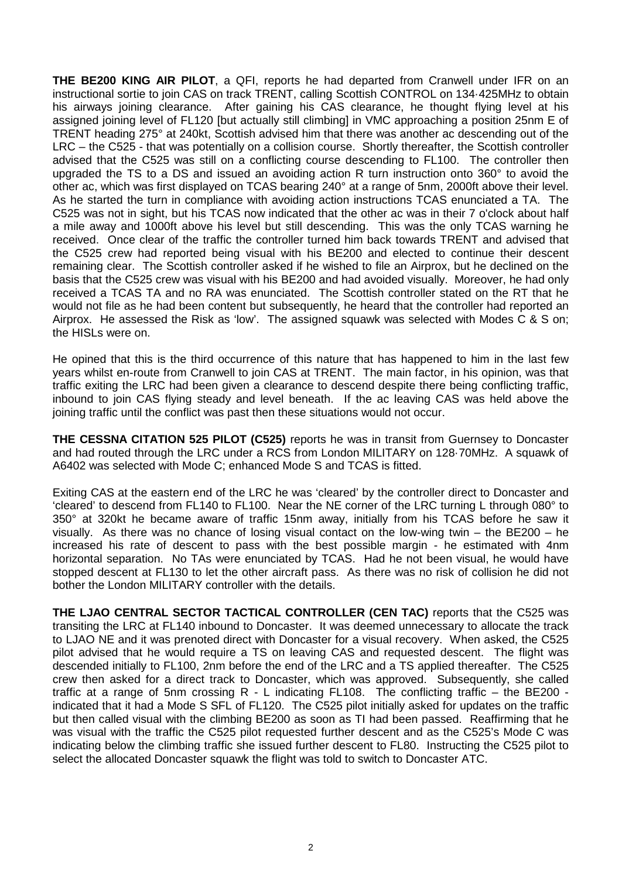**THE BE200 KING AIR PILOT**, a QFI, reports he had departed from Cranwell under IFR on an instructional sortie to join CAS on track TRENT, calling Scottish CONTROL on 134·425MHz to obtain his airways joining clearance. After gaining his CAS clearance, he thought flying level at his assigned joining level of FL120 [but actually still climbing] in VMC approaching a position 25nm E of TRENT heading 275° at 240kt, Scottish advised him that there was another ac descending out of the LRC – the C525 - that was potentially on a collision course. Shortly thereafter, the Scottish controller advised that the C525 was still on a conflicting course descending to FL100. The controller then upgraded the TS to a DS and issued an avoiding action R turn instruction onto 360° to avoid the other ac, which was first displayed on TCAS bearing 240° at a range of 5nm, 2000ft above their level. As he started the turn in compliance with avoiding action instructions TCAS enunciated a TA. The C525 was not in sight, but his TCAS now indicated that the other ac was in their 7 o'clock about half a mile away and 1000ft above his level but still descending. This was the only TCAS warning he received. Once clear of the traffic the controller turned him back towards TRENT and advised that the C525 crew had reported being visual with his BE200 and elected to continue their descent remaining clear. The Scottish controller asked if he wished to file an Airprox, but he declined on the basis that the C525 crew was visual with his BE200 and had avoided visually. Moreover, he had only received a TCAS TA and no RA was enunciated. The Scottish controller stated on the RT that he would not file as he had been content but subsequently, he heard that the controller had reported an Airprox. He assessed the Risk as 'low'. The assigned squawk was selected with Modes C & S on; the HISLs were on.

He opined that this is the third occurrence of this nature that has happened to him in the last few years whilst en-route from Cranwell to join CAS at TRENT. The main factor, in his opinion, was that traffic exiting the LRC had been given a clearance to descend despite there being conflicting traffic, inbound to join CAS flying steady and level beneath. If the ac leaving CAS was held above the joining traffic until the conflict was past then these situations would not occur.

**THE CESSNA CITATION 525 PILOT (C525)** reports he was in transit from Guernsey to Doncaster and had routed through the LRC under a RCS from London MILITARY on 128·70MHz. A squawk of A6402 was selected with Mode C; enhanced Mode S and TCAS is fitted.

Exiting CAS at the eastern end of the LRC he was 'cleared' by the controller direct to Doncaster and 'cleared' to descend from FL140 to FL100. Near the NE corner of the LRC turning L through 080° to 350° at 320kt he became aware of traffic 15nm away, initially from his TCAS before he saw it visually. As there was no chance of losing visual contact on the low-wing twin – the BE200 – he increased his rate of descent to pass with the best possible margin - he estimated with 4nm horizontal separation. No TAs were enunciated by TCAS. Had he not been visual, he would have stopped descent at FL130 to let the other aircraft pass. As there was no risk of collision he did not bother the London MILITARY controller with the details.

**THE LJAO CENTRAL SECTOR TACTICAL CONTROLLER (CEN TAC)** reports that the C525 was transiting the LRC at FL140 inbound to Doncaster. It was deemed unnecessary to allocate the track to LJAO NE and it was prenoted direct with Doncaster for a visual recovery. When asked, the C525 pilot advised that he would require a TS on leaving CAS and requested descent. The flight was descended initially to FL100, 2nm before the end of the LRC and a TS applied thereafter. The C525 crew then asked for a direct track to Doncaster, which was approved. Subsequently, she called traffic at a range of 5nm crossing R - L indicating FL108. The conflicting traffic – the BE200 - indicated that it had a Mode S SFL of FL120. The C525 pilot initially asked for updates on the traffic but then called visual with the climbing BE200 as soon as TI had been passed. Reaffirming that he was visual with the traffic the C525 pilot requested further descent and as the C525's Mode C was indicating below the climbing traffic she issued further descent to FL80. Instructing the C525 pilot to select the allocated Doncaster squawk the flight was told to switch to Doncaster ATC.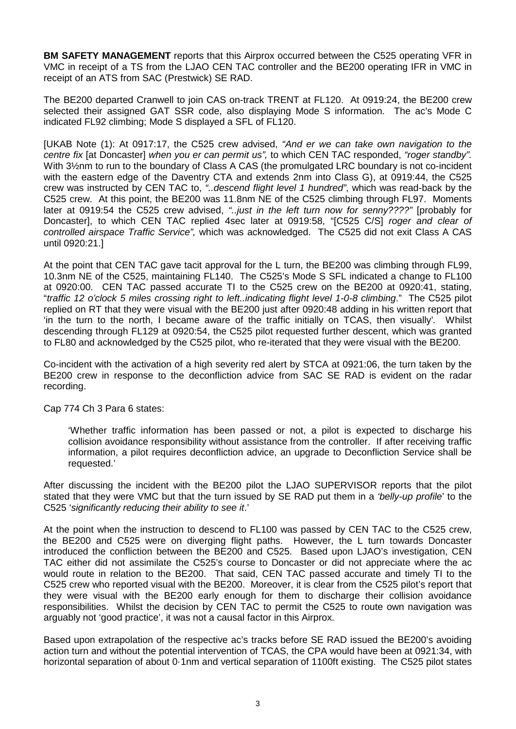**BM SAFETY MANAGEMENT** reports that this Airprox occurred between the C525 operating VFR in VMC in receipt of a TS from the LJAO CEN TAC controller and the BE200 operating IFR in VMC in receipt of an ATS from SAC (Prestwick) SE RAD.

The BE200 departed Cranwell to join CAS on-track TRENT at FL120. At 0919:24, the BE200 crew selected their assigned GAT SSR code, also displaying Mode S information. The ac's Mode C indicated FL92 climbing; Mode S displayed a SFL of FL120.

[UKAB Note (1): At 0917:17, the C525 crew advised, *"And er we can take own navigation to the centre fix* [at Doncaster] *when you er can permit us",* to which CEN TAC responded, *"roger standby".* With 3½nm to run to the boundary of Class A CAS (the promulgated LRC boundary is not co-incident with the eastern edge of the Daventry CTA and extends 2nm into Class G), at 0919:44, the C525 crew was instructed by CEN TAC to, *"..descend flight level 1 hundred"*, which was read-back by the C525 crew. At this point, the BE200 was 11.8nm NE of the C525 climbing through FL97. Moments later at 0919:54 the C525 crew advised, *"..just in the left turn now for senny????"* [probably for Doncaster], to which CEN TAC replied 4sec later at 0919:58, "[C525 C/S] *roger and clear of controlled airspace Traffic Service",* which was acknowledged. The C525 did not exit Class A CAS until 0920:21.]

At the point that CEN TAC gave tacit approval for the L turn, the BE200 was climbing through FL99, 10.3nm NE of the C525, maintaining FL140. The C525's Mode S SFL indicated a change to FL100 at 0920:00. CEN TAC passed accurate TI to the C525 crew on the BE200 at 0920:41, stating, "*traffic 12 o'clock 5 miles crossing right to left..indicating flight level 1-0-8 climbing*." The C525 pilot replied on RT that they were visual with the BE200 just after 0920:48 adding in his written report that 'in the turn to the north, I became aware of the traffic initially on TCAS, then visually'. Whilst descending through FL129 at 0920:54, the C525 pilot requested further descent, which was granted to FL80 and acknowledged by the C525 pilot, who re-iterated that they were visual with the BE200.

Co-incident with the activation of a high severity red alert by STCA at 0921:06, the turn taken by the BE200 crew in response to the deconfliction advice from SAC SE RAD is evident on the radar recording.

Cap 774 Ch 3 Para 6 states:

> 'Whether traffic information has been passed or not, a pilot is expected to discharge his collision avoidance responsibility without assistance from the controller. If after receiving traffic information, a pilot requires deconfliction advice, an upgrade to Deconfliction Service shall be requested.'

After discussing the incident with the BE200 pilot the LJAO SUPERVISOR reports that the pilot stated that they were VMC but that the turn issued by SE RAD put them in a *'belly-up profile*' to the C525 '*significantly reducing their ability to see it*.'

At the point when the instruction to descend to FL100 was passed by CEN TAC to the C525 crew, the BE200 and C525 were on diverging flight paths. However, the L turn towards Doncaster introduced the confliction between the BE200 and C525. Based upon LJAO's investigation, CEN TAC either did not assimilate the C525's course to Doncaster or did not appreciate where the ac would route in relation to the BE200. That said, CEN TAC passed accurate and timely TI to the C525 crew who reported visual with the BE200. Moreover, it is clear from the C525 pilot's report that they were visual with the BE200 early enough for them to discharge their collision avoidance responsibilities. Whilst the decision by CEN TAC to permit the C525 to route own navigation was arguably not 'good practice', it was not a causal factor in this Airprox.

Based upon extrapolation of the respective ac's tracks before SE RAD issued the BE200's avoiding action turn and without the potential intervention of TCAS, the CPA would have been at 0921:34, with horizontal separation of about 0·1nm and vertical separation of 1100ft existing. The C525 pilot states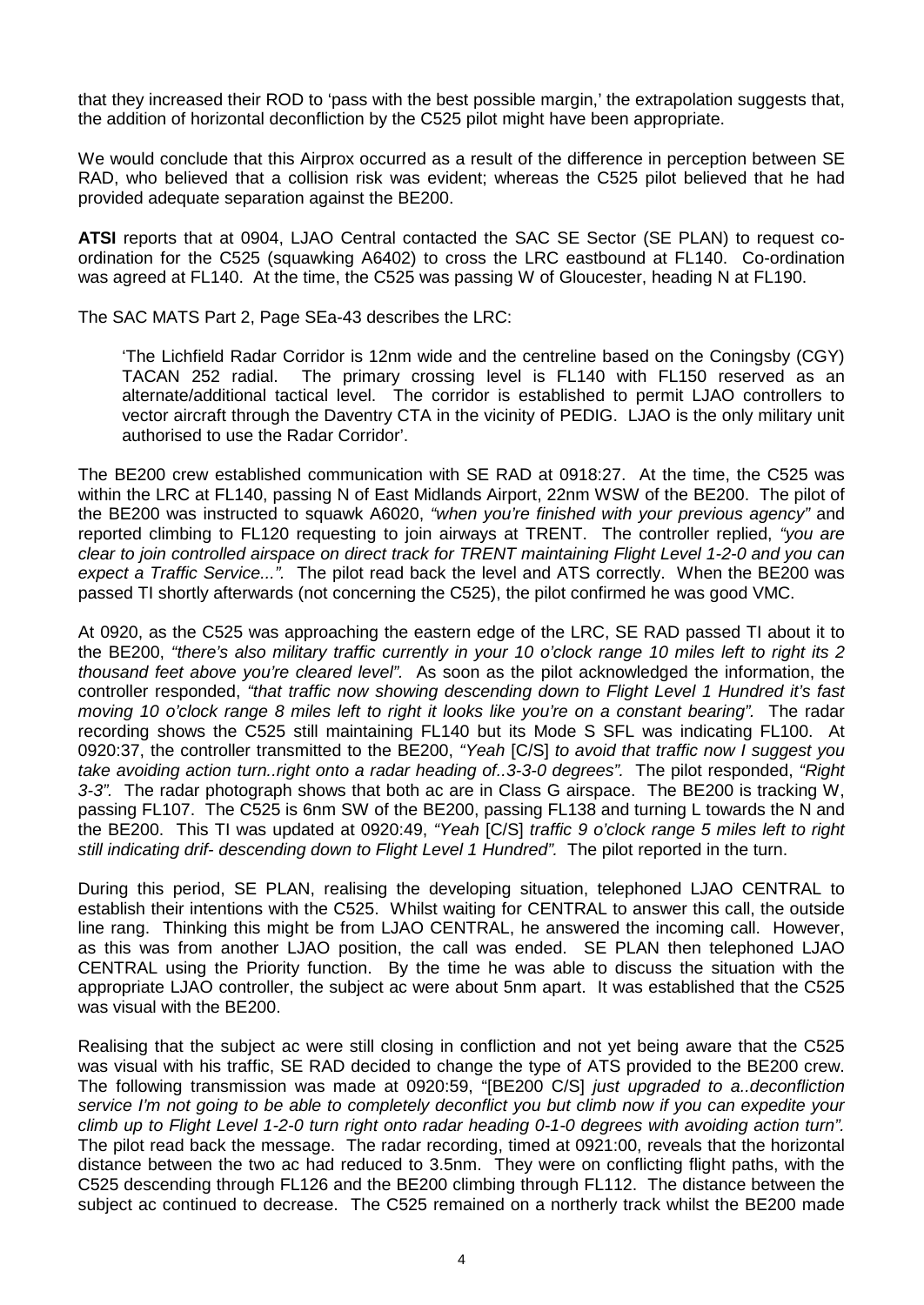that they increased their ROD to 'pass with the best possible margin,' the extrapolation suggests that, the addition of horizontal deconfliction by the C525 pilot might have been appropriate.

We would conclude that this Airprox occurred as a result of the difference in perception between SE RAD, who believed that a collision risk was evident; whereas the C525 pilot believed that he had provided adequate separation against the BE200.

**ATSI** reports that at 0904, LJAO Central contacted the SAC SE Sector (SE PLAN) to request co-ordination for the C525 (squawking A6402) to cross the LRC eastbound at FL140. Co-ordination was agreed at FL140. At the time, the C525 was passing W of Gloucester, heading N at FL190.

The SAC MATS Part 2, Page SEa-43 describes the LRC:

> 'The Lichfield Radar Corridor is 12nm wide and the centreline based on the Coningsby (CGY) TACAN 252 radial. The primary crossing level is FL140 with FL150 reserved as an alternate/additional tactical level. The corridor is established to permit LJAO controllers to vector aircraft through the Daventry CTA in the vicinity of PEDIG. LJAO is the only military unit authorised to use the Radar Corridor'.

The BE200 crew established communication with SE RAD at 0918:27. At the time, the C525 was within the LRC at FL140, passing N of East Midlands Airport, 22nm WSW of the BE200. The pilot of the BE200 was instructed to squawk A6020, *"when you're finished with your previous agency"* and reported climbing to FL120 requesting to join airways at TRENT. The controller replied, *"you are clear to join controlled airspace on direct track for TRENT maintaining Flight Level 1-2-0 and you can expect a Traffic Service..."*. The pilot read back the level and ATS correctly. When the BE200 was passed TI shortly afterwards (not concerning the C525), the pilot confirmed he was good VMC.

At 0920, as the C525 was approaching the eastern edge of the LRC, SE RAD passed TI about it to the BE200, *"there's also military traffic currently in your 10 o'clock range 10 miles left to right its 2 thousand feet above you're cleared level"*. As soon as the pilot acknowledged the information, the controller responded, *"that traffic now showing descending down to Flight Level 1 Hundred it's fast moving 10 o'clock range 8 miles left to right it looks like you're on a constant bearing"*. The radar recording shows the C525 still maintaining FL140 but its Mode S SFL was indicating FL100. At 0920:37, the controller transmitted to the BE200, *"Yeah* [C/S] *to avoid that traffic now I suggest you take avoiding action turn..right onto a radar heading of..3-3-0 degrees"*. The pilot responded, *"Right 3-3"*. The radar photograph shows that both ac are in Class G airspace. The BE200 is tracking W, passing FL107. The C525 is 6nm SW of the BE200, passing FL138 and turning L towards the N and the BE200. This TI was updated at 0920:49, *"Yeah* [C/S] *traffic 9 o'clock range 5 miles left to right still indicating drif- descending down to Flight Level 1 Hundred"*. The pilot reported in the turn.

During this period, SE PLAN, realising the developing situation, telephoned LJAO CENTRAL to establish their intentions with the C525. Whilst waiting for CENTRAL to answer this call, the outside line rang. Thinking this might be from LJAO CENTRAL, he answered the incoming call. However, as this was from another LJAO position, the call was ended. SE PLAN then telephoned LJAO CENTRAL using the Priority function. By the time he was able to discuss the situation with the appropriate LJAO controller, the subject ac were about 5nm apart. It was established that the C525 was visual with the BE200.

Realising that the subject ac were still closing in confliction and not yet being aware that the C525 was visual with his traffic, SE RAD decided to change the type of ATS provided to the BE200 crew. The following transmission was made at 0920:59, "[BE200 C/S] *just upgraded to a..deconfliction service I'm not going to be able to completely deconflict you but climb now if you can expedite your climb up to Flight Level 1-2-0 turn right onto radar heading 0-1-0 degrees with avoiding action turn"*. The pilot read back the message. The radar recording, timed at 0921:00, reveals that the horizontal distance between the two ac had reduced to 3.5nm. They were on conflicting flight paths, with the C525 descending through FL126 and the BE200 climbing through FL112. The distance between the subject ac continued to decrease. The C525 remained on a northerly track whilst the BE200 made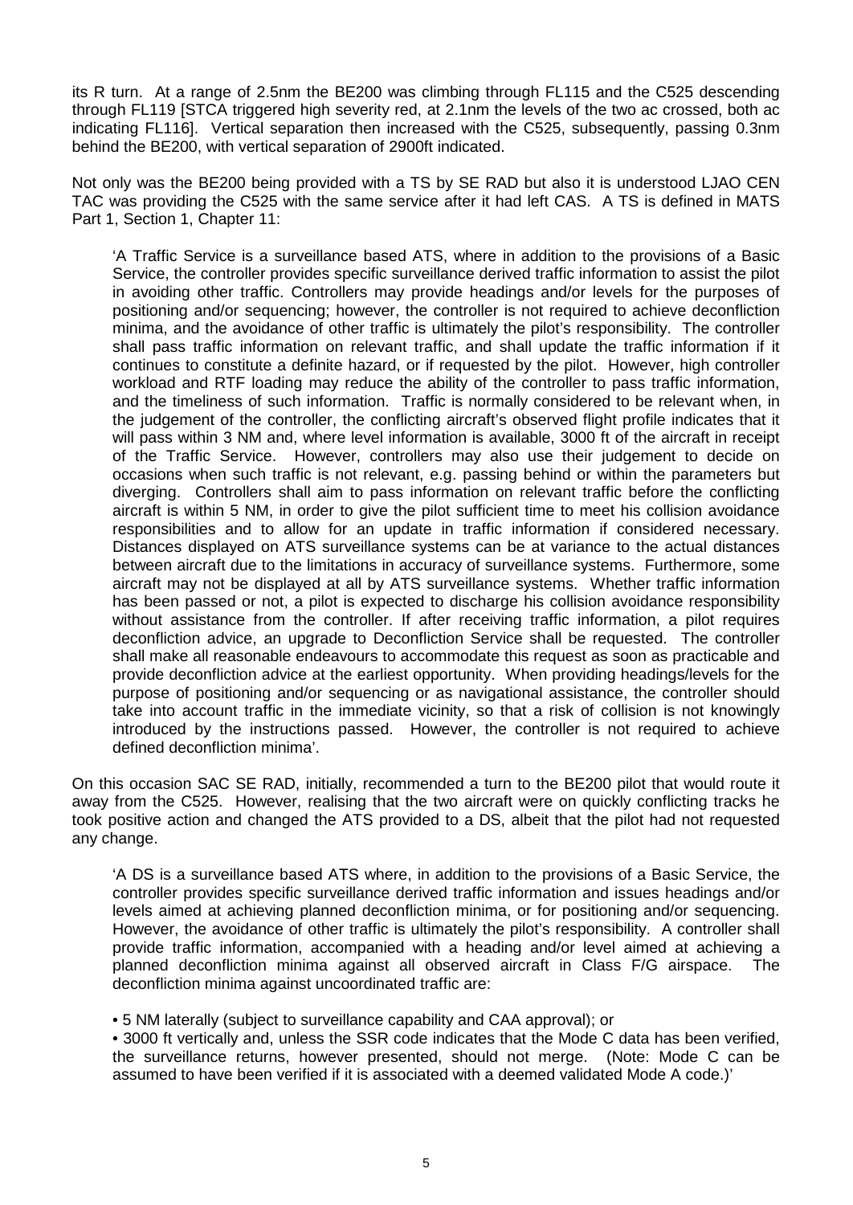its R turn. At a range of 2.5nm the BE200 was climbing through FL115 and the C525 descending through FL119 [STCA triggered high severity red, at 2.1nm the levels of the two ac crossed, both ac indicating FL116]. Vertical separation then increased with the C525, subsequently, passing 0.3nm behind the BE200, with vertical separation of 2900ft indicated.

Not only was the BE200 being provided with a TS by SE RAD but also it is understood LJAO CEN TAC was providing the C525 with the same service after it had left CAS. A TS is defined in MATS Part 1, Section 1, Chapter 11:

> 'A Traffic Service is a surveillance based ATS, where in addition to the provisions of a Basic Service, the controller provides specific surveillance derived traffic information to assist the pilot in avoiding other traffic. Controllers may provide headings and/or levels for the purposes of positioning and/or sequencing; however, the controller is not required to achieve deconfliction minima, and the avoidance of other traffic is ultimately the pilot's responsibility. The controller shall pass traffic information on relevant traffic, and shall update the traffic information if it continues to constitute a definite hazard, or if requested by the pilot. However, high controller workload and RTF loading may reduce the ability of the controller to pass traffic information, and the timeliness of such information. Traffic is normally considered to be relevant when, in the judgement of the controller, the conflicting aircraft's observed flight profile indicates that it will pass within 3 NM and, where level information is available, 3000 ft of the aircraft in receipt of the Traffic Service. However, controllers may also use their judgement to decide on occasions when such traffic is not relevant, e.g. passing behind or within the parameters but diverging. Controllers shall aim to pass information on relevant traffic before the conflicting aircraft is within 5 NM, in order to give the pilot sufficient time to meet his collision avoidance responsibilities and to allow for an update in traffic information if considered necessary. Distances displayed on ATS surveillance systems can be at variance to the actual distances between aircraft due to the limitations in accuracy of surveillance systems. Furthermore, some aircraft may not be displayed at all by ATS surveillance systems. Whether traffic information has been passed or not, a pilot is expected to discharge his collision avoidance responsibility without assistance from the controller. If after receiving traffic information, a pilot requires deconfliction advice, an upgrade to Deconfliction Service shall be requested. The controller shall make all reasonable endeavours to accommodate this request as soon as practicable and provide deconfliction advice at the earliest opportunity. When providing headings/levels for the purpose of positioning and/or sequencing or as navigational assistance, the controller should take into account traffic in the immediate vicinity, so that a risk of collision is not knowingly introduced by the instructions passed. However, the controller is not required to achieve defined deconfliction minima'.

On this occasion SAC SE RAD, initially, recommended a turn to the BE200 pilot that would route it away from the C525. However, realising that the two aircraft were on quickly conflicting tracks he took positive action and changed the ATS provided to a DS, albeit that the pilot had not requested any change.

> 'A DS is a surveillance based ATS where, in addition to the provisions of a Basic Service, the controller provides specific surveillance derived traffic information and issues headings and/or levels aimed at achieving planned deconfliction minima, or for positioning and/or sequencing. However, the avoidance of other traffic is ultimately the pilot's responsibility. A controller shall provide traffic information, accompanied with a heading and/or level aimed at achieving a planned deconfliction minima against all observed aircraft in Class F/G airspace. The deconfliction minima against uncoordinated traffic are:
>
> • 5 NM laterally (subject to surveillance capability and CAA approval); or
>
> • 3000 ft vertically and, unless the SSR code indicates that the Mode C data has been verified, the surveillance returns, however presented, should not merge. (Note: Mode C can be assumed to have been verified if it is associated with a deemed validated Mode A code.)'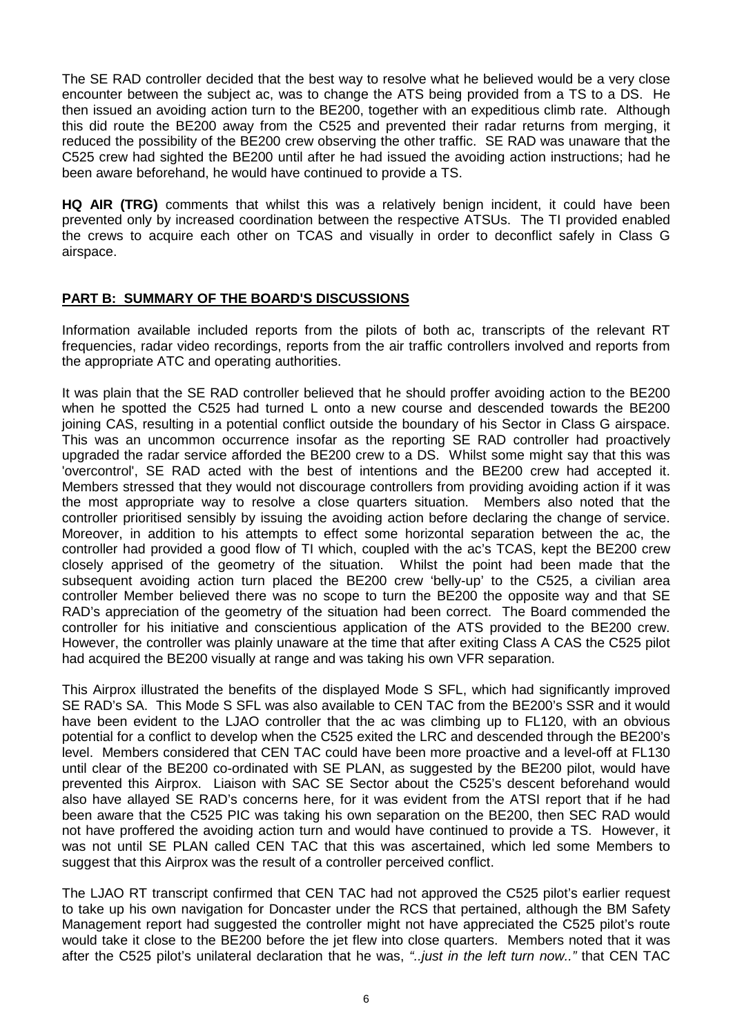The SE RAD controller decided that the best way to resolve what he believed would be a very close encounter between the subject ac, was to change the ATS being provided from a TS to a DS. He then issued an avoiding action turn to the BE200, together with an expeditious climb rate. Although this did route the BE200 away from the C525 and prevented their radar returns from merging, it reduced the possibility of the BE200 crew observing the other traffic. SE RAD was unaware that the C525 crew had sighted the BE200 until after he had issued the avoiding action instructions; had he been aware beforehand, he would have continued to provide a TS.

**HQ AIR (TRG)** comments that whilst this was a relatively benign incident, it could have been prevented only by increased coordination between the respective ATSUs. The TI provided enabled the crews to acquire each other on TCAS and visually in order to deconflict safely in Class G airspace.

## PART B: SUMMARY OF THE BOARD'S DISCUSSIONS

Information available included reports from the pilots of both ac, transcripts of the relevant RT frequencies, radar video recordings, reports from the air traffic controllers involved and reports from the appropriate ATC and operating authorities.

It was plain that the SE RAD controller believed that he should proffer avoiding action to the BE200 when he spotted the C525 had turned L onto a new course and descended towards the BE200 joining CAS, resulting in a potential conflict outside the boundary of his Sector in Class G airspace. This was an uncommon occurrence insofar as the reporting SE RAD controller had proactively upgraded the radar service afforded the BE200 crew to a DS. Whilst some might say that this was 'overcontrol', SE RAD acted with the best of intentions and the BE200 crew had accepted it. Members stressed that they would not discourage controllers from providing avoiding action if it was the most appropriate way to resolve a close quarters situation. Members also noted that the controller prioritised sensibly by issuing the avoiding action before declaring the change of service. Moreover, in addition to his attempts to effect some horizontal separation between the ac, the controller had provided a good flow of TI which, coupled with the ac's TCAS, kept the BE200 crew closely apprised of the geometry of the situation. Whilst the point had been made that the subsequent avoiding action turn placed the BE200 crew 'belly-up' to the C525, a civilian area controller Member believed there was no scope to turn the BE200 the opposite way and that SE RAD's appreciation of the geometry of the situation had been correct. The Board commended the controller for his initiative and conscientious application of the ATS provided to the BE200 crew. However, the controller was plainly unaware at the time that after exiting Class A CAS the C525 pilot had acquired the BE200 visually at range and was taking his own VFR separation.

This Airprox illustrated the benefits of the displayed Mode S SFL, which had significantly improved SE RAD's SA. This Mode S SFL was also available to CEN TAC from the BE200's SSR and it would have been evident to the LJAO controller that the ac was climbing up to FL120, with an obvious potential for a conflict to develop when the C525 exited the LRC and descended through the BE200's level. Members considered that CEN TAC could have been more proactive and a level-off at FL130 until clear of the BE200 co-ordinated with SE PLAN, as suggested by the BE200 pilot, would have prevented this Airprox. Liaison with SAC SE Sector about the C525's descent beforehand would also have allayed SE RAD's concerns here, for it was evident from the ATSI report that if he had been aware that the C525 PIC was taking his own separation on the BE200, then SEC RAD would not have proffered the avoiding action turn and would have continued to provide a TS. However, it was not until SE PLAN called CEN TAC that this was ascertained, which led some Members to suggest that this Airprox was the result of a controller perceived conflict.

The LJAO RT transcript confirmed that CEN TAC had not approved the C525 pilot's earlier request to take up his own navigation for Doncaster under the RCS that pertained, although the BM Safety Management report had suggested the controller might not have appreciated the C525 pilot's route would take it close to the BE200 before the jet flew into close quarters. Members noted that it was after the C525 pilot's unilateral declaration that he was, *"..just in the left turn now.."* that CEN TAC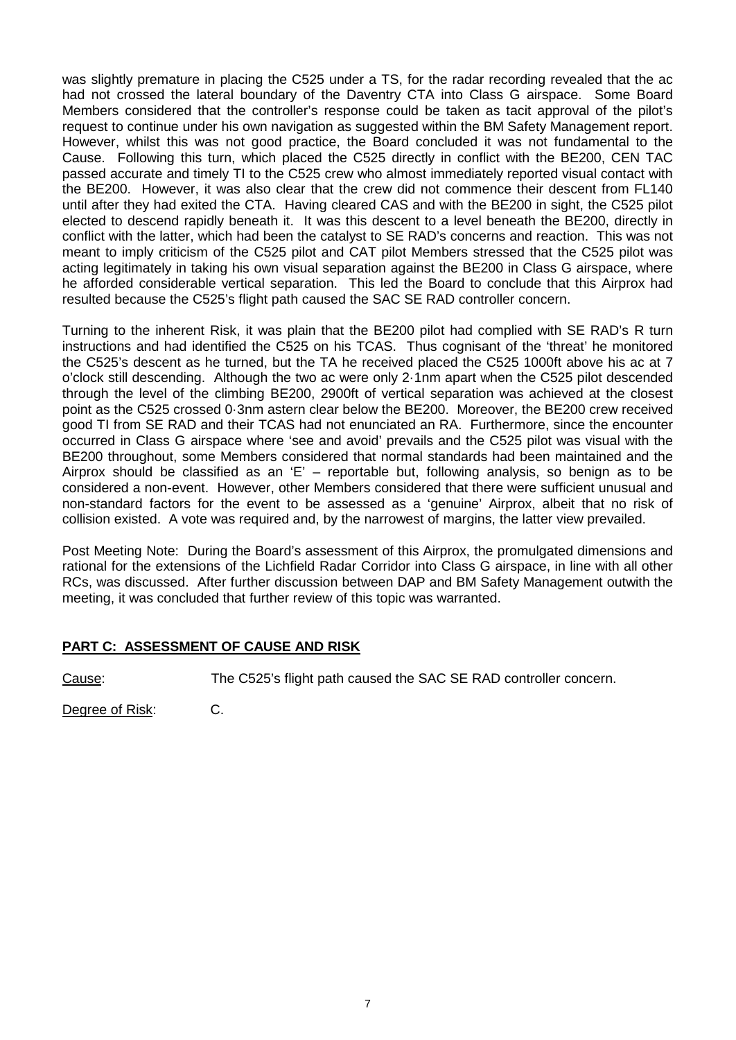was slightly premature in placing the C525 under a TS, for the radar recording revealed that the ac had not crossed the lateral boundary of the Daventry CTA into Class G airspace. Some Board Members considered that the controller's response could be taken as tacit approval of the pilot's request to continue under his own navigation as suggested within the BM Safety Management report. However, whilst this was not good practice, the Board concluded it was not fundamental to the Cause. Following this turn, which placed the C525 directly in conflict with the BE200, CEN TAC passed accurate and timely TI to the C525 crew who almost immediately reported visual contact with the BE200. However, it was also clear that the crew did not commence their descent from FL140 until after they had exited the CTA. Having cleared CAS and with the BE200 in sight, the C525 pilot elected to descend rapidly beneath it. It was this descent to a level beneath the BE200, directly in conflict with the latter, which had been the catalyst to SE RAD's concerns and reaction. This was not meant to imply criticism of the C525 pilot and CAT pilot Members stressed that the C525 pilot was acting legitimately in taking his own visual separation against the BE200 in Class G airspace, where he afforded considerable vertical separation. This led the Board to conclude that this Airprox had resulted because the C525's flight path caused the SAC SE RAD controller concern.

Turning to the inherent Risk, it was plain that the BE200 pilot had complied with SE RAD's R turn instructions and had identified the C525 on his TCAS. Thus cognisant of the 'threat' he monitored the C525's descent as he turned, but the TA he received placed the C525 1000ft above his ac at 7 o'clock still descending. Although the two ac were only 2·1nm apart when the C525 pilot descended through the level of the climbing BE200, 2900ft of vertical separation was achieved at the closest point as the C525 crossed 0·3nm astern clear below the BE200. Moreover, the BE200 crew received good TI from SE RAD and their TCAS had not enunciated an RA. Furthermore, since the encounter occurred in Class G airspace where 'see and avoid' prevails and the C525 pilot was visual with the BE200 throughout, some Members considered that normal standards had been maintained and the Airprox should be classified as an 'E' – reportable but, following analysis, so benign as to be considered a non-event. However, other Members considered that there were sufficient unusual and non-standard factors for the event to be assessed as a 'genuine' Airprox, albeit that no risk of collision existed. A vote was required and, by the narrowest of margins, the latter view prevailed.

Post Meeting Note: During the Board's assessment of this Airprox, the promulgated dimensions and rational for the extensions of the Lichfield Radar Corridor into Class G airspace, in line with all other RCs, was discussed. After further discussion between DAP and BM Safety Management outwith the meeting, it was concluded that further review of this topic was warranted.

## PART C: ASSESSMENT OF CAUSE AND RISK

Cause: The C525's flight path caused the SAC SE RAD controller concern.

Degree of Risk: C.